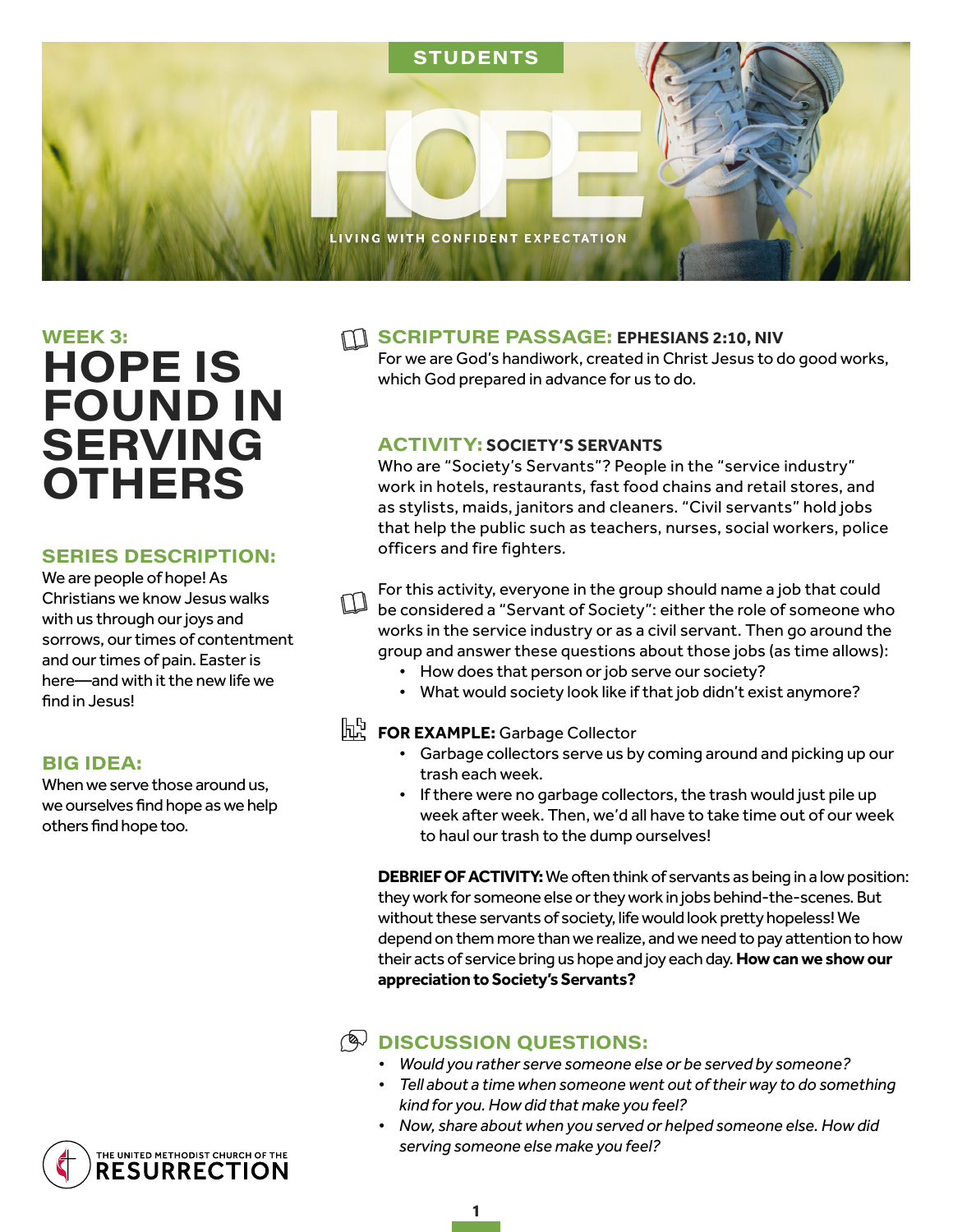STUDENTS

# HOPE

LIVING WITH CONFIDENT EXPECTATION

## WEEK 3:
# HOPE IS FOUND IN SERVING OTHERS

## SERIES DESCRIPTION:

We are people of hope! As Christians we know Jesus walks with us through our joys and sorrows, our times of contentment and our times of pain. Easter is here—and with it the new life we find in Jesus!

## BIG IDEA:

When we serve those around us, we ourselves find hope as we help others find hope too.

## SCRIPTURE PASSAGE: EPHESIANS 2:10, NIV

For we are God's handiwork, created in Christ Jesus to do good works, which God prepared in advance for us to do.

## ACTIVITY: SOCIETY'S SERVANTS

Who are "Society's Servants"? People in the "service industry" work in hotels, restaurants, fast food chains and retail stores, and as stylists, maids, janitors and cleaners. "Civil servants" hold jobs that help the public such as teachers, nurses, social workers, police officers and fire fighters.

For this activity, everyone in the group should name a job that could be considered a "Servant of Society": either the role of someone who works in the service industry or as a civil servant. Then go around the group and answer these questions about those jobs (as time allows):

- How does that person or job serve our society?
- What would society look like if that job didn't exist anymore?

**FOR EXAMPLE:** Garbage Collector

- Garbage collectors serve us by coming around and picking up our trash each week.
- If there were no garbage collectors, the trash would just pile up week after week. Then, we'd all have to take time out of our week to haul our trash to the dump ourselves!

**DEBRIEF OF ACTIVITY:** We often think of servants as being in a low position: they work for someone else or they work in jobs behind-the-scenes. But without these servants of society, life would look pretty hopeless! We depend on them more than we realize, and we need to pay attention to how their acts of service bring us hope and joy each day. **How can we show our appreciation to Society's Servants?**

## DISCUSSION QUESTIONS:

- *Would you rather serve someone else or be served by someone?*
- *Tell about a time when someone went out of their way to do something kind for you. How did that make you feel?*
- *Now, share about when you served or helped someone else. How did serving someone else make you feel?*

THE UNITED METHODIST CHURCH OF THE RESURRECTION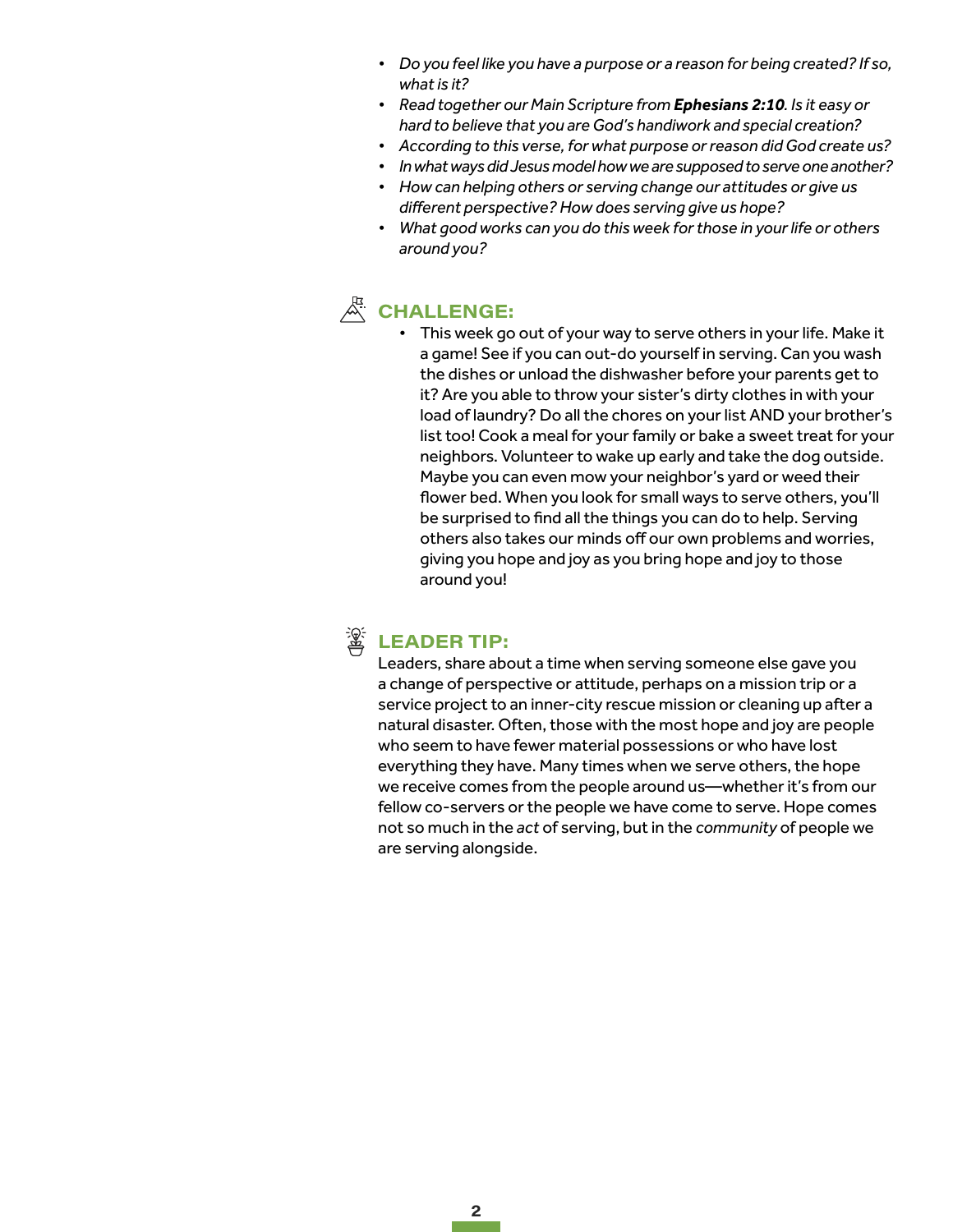- *Do you feel like you have a purpose or a reason for being created? If so, what is it?*
- *Read together our Main Scripture from* ***Ephesians 2:10****. Is it easy or hard to believe that you are God's handiwork and special creation?*
- *According to this verse, for what purpose or reason did God create us?*
- *In what ways did Jesus model how we are supposed to serve one another?*
- *How can helping others or serving change our attitudes or give us different perspective? How does serving give us hope?*
- *What good works can you do this week for those in your life or others around you?*

## CHALLENGE:

- This week go out of your way to serve others in your life. Make it a game! See if you can out-do yourself in serving. Can you wash the dishes or unload the dishwasher before your parents get to it? Are you able to throw your sister's dirty clothes in with your load of laundry? Do all the chores on your list AND your brother's list too! Cook a meal for your family or bake a sweet treat for your neighbors. Volunteer to wake up early and take the dog outside. Maybe you can even mow your neighbor's yard or weed their flower bed. When you look for small ways to serve others, you'll be surprised to find all the things you can do to help. Serving others also takes our minds off our own problems and worries, giving you hope and joy as you bring hope and joy to those around you!

## LEADER TIP:

Leaders, share about a time when serving someone else gave you a change of perspective or attitude, perhaps on a mission trip or a service project to an inner-city rescue mission or cleaning up after a natural disaster. Often, those with the most hope and joy are people who seem to have fewer material possessions or who have lost everything they have. Many times when we serve others, the hope we receive comes from the people around us—whether it's from our fellow co-servers or the people we have come to serve. Hope comes not so much in the *act* of serving, but in the *community* of people we are serving alongside.